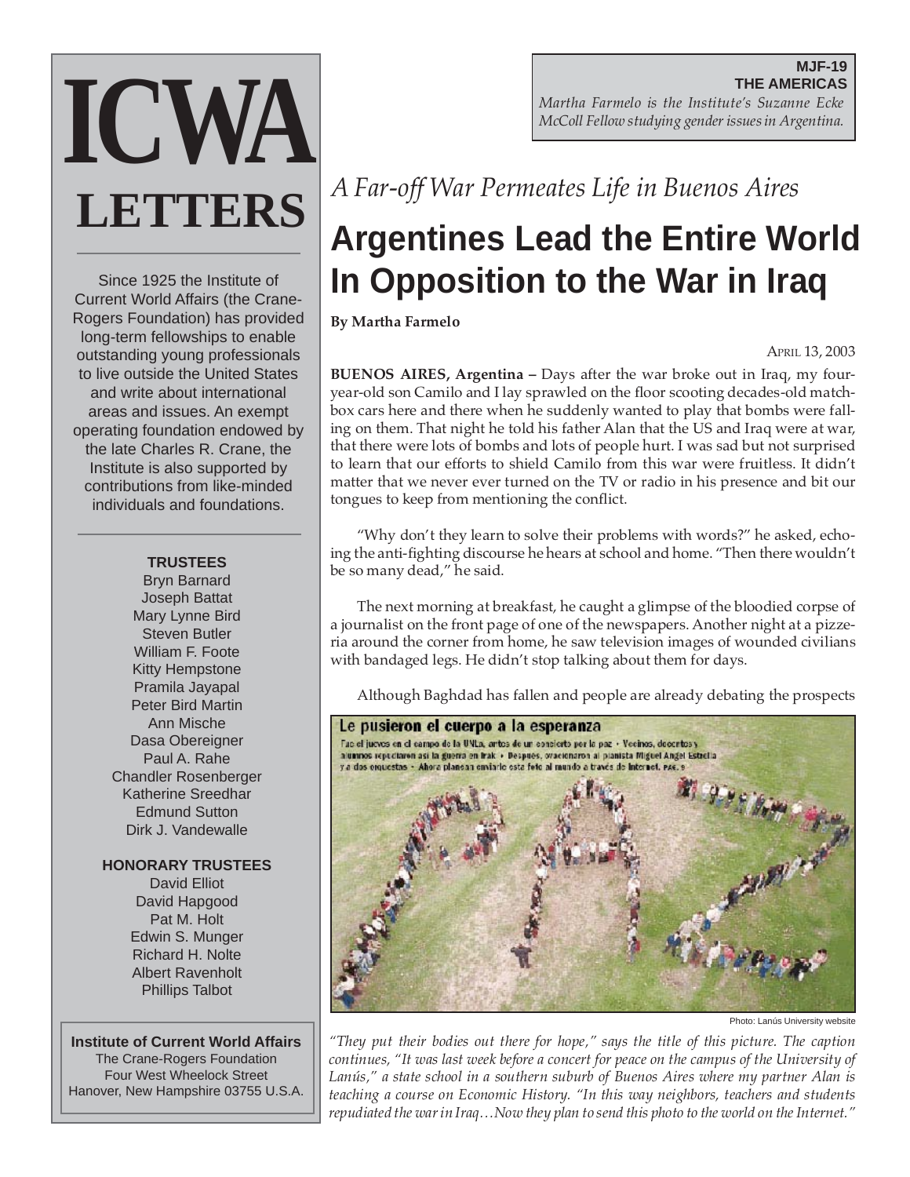# ICWA LETTERS

Since 1925 the Institute of Current World Affairs (the Crane-Rogers Foundation) has provided long-term fellowships to enable outstanding young professionals to live outside the United States and write about international areas and issues. An exempt operating foundation endowed by the late Charles R. Crane, the Institute is also supported by contributions from like-minded individuals and foundations.

**TRUSTEES**

Bryn Barnard
Joseph Battat
Mary Lynne Bird
Steven Butler
William F. Foote
Kitty Hempstone
Pramila Jayapal
Peter Bird Martin
Ann Mische
Dasa Obereigner
Paul A. Rahe
Chandler Rosenberger
Katherine Sreedhar
Edmund Sutton
Dirk J. Vandewalle

**HONORARY TRUSTEES**

David Elliot
David Hapgood
Pat M. Holt
Edwin S. Munger
Richard H. Nolte
Albert Ravenholt
Phillips Talbot

**Institute of Current World Affairs**
The Crane-Rogers Foundation
Four West Wheelock Street
Hanover, New Hampshire 03755 U.S.A.

**MJF-19**
**THE AMERICAS**
*Martha Farmelo is the Institute's Suzanne Ecke McColl Fellow studying gender issues in Argentina.*

*A Far-off War Permeates Life in Buenos Aires*

# Argentines Lead the Entire World In Opposition to the War in Iraq

**By Martha Farmelo**

April 13, 2003

**BUENOS AIRES, Argentina –** Days after the war broke out in Iraq, my four-year-old son Camilo and I lay sprawled on the floor scooting decades-old matchbox cars here and there when he suddenly wanted to play that bombs were falling on them. That night he told his father Alan that the US and Iraq were at war, that there were lots of bombs and lots of people hurt. I was sad but not surprised to learn that our efforts to shield Camilo from this war were fruitless. It didn't matter that we never ever turned on the TV or radio in his presence and bit our tongues to keep from mentioning the conflict.

"Why don't they learn to solve their problems with words?" he asked, echoing the anti-fighting discourse he hears at school and home. "Then there wouldn't be so many dead," he said.

The next morning at breakfast, he caught a glimpse of the bloodied corpse of a journalist on the front page of one of the newspapers. Another night at a pizzeria around the corner from home, he saw television images of wounded civilians with bandaged legs. He didn't stop talking about them for days.

Although Baghdad has fallen and people are already debating the prospects

Photo: Lanús University website

*"They put their bodies out there for hope," says the title of this picture. The caption continues, "It was last week before a concert for peace on the campus of the University of Lanús," a state school in a southern suburb of Buenos Aires where my partner Alan is teaching a course on Economic History. "In this way neighbors, teachers and students repudiated the war in Iraq…Now they plan to send this photo to the world on the Internet."*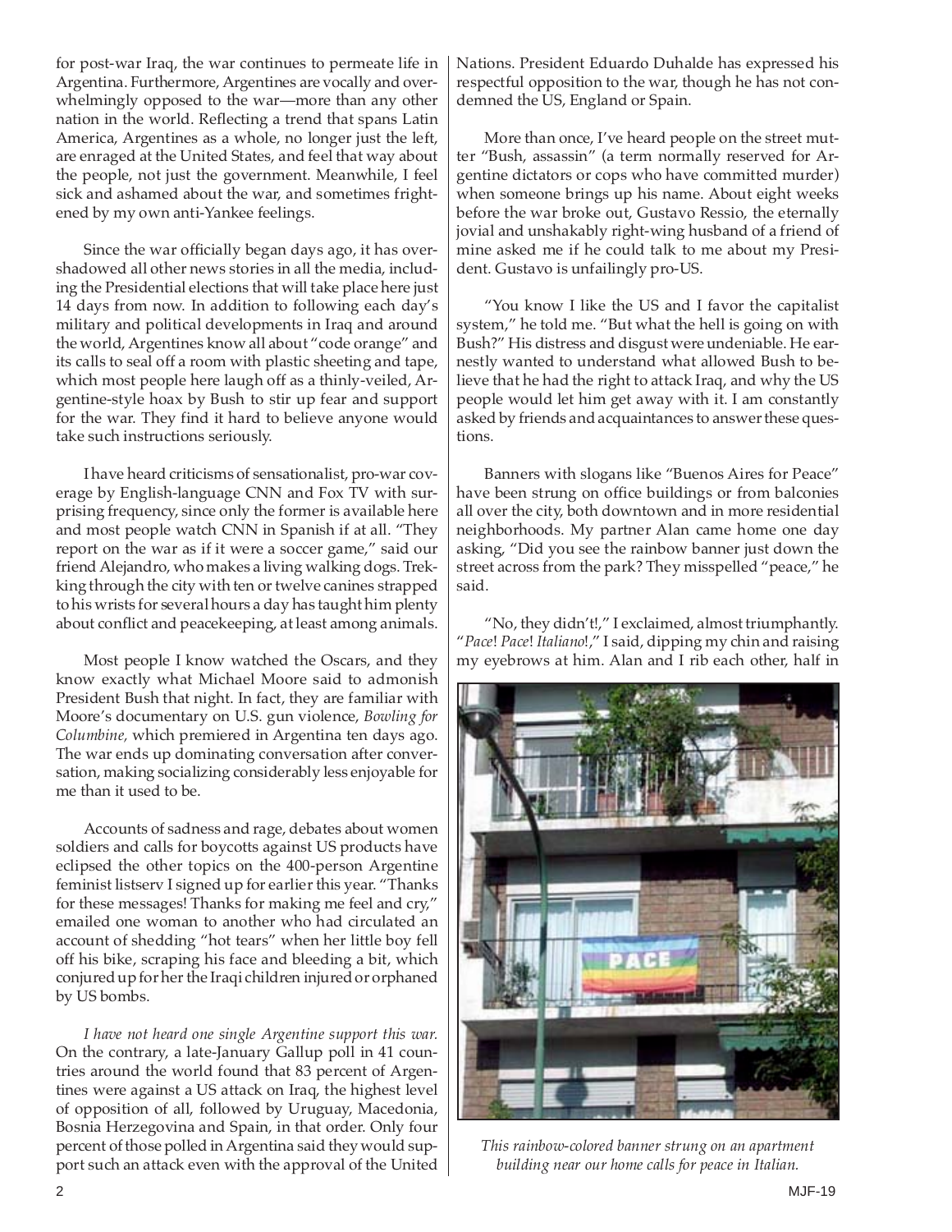for post-war Iraq, the war continues to permeate life in Argentina. Furthermore, Argentines are vocally and overwhelmingly opposed to the war—more than any other nation in the world. Reflecting a trend that spans Latin America, Argentines as a whole, no longer just the left, are enraged at the United States, and feel that way about the people, not just the government. Meanwhile, I feel sick and ashamed about the war, and sometimes frightened by my own anti-Yankee feelings.

Since the war officially began days ago, it has overshadowed all other news stories in all the media, including the Presidential elections that will take place here just 14 days from now. In addition to following each day's military and political developments in Iraq and around the world, Argentines know all about "code orange" and its calls to seal off a room with plastic sheeting and tape, which most people here laugh off as a thinly-veiled, Argentine-style hoax by Bush to stir up fear and support for the war. They find it hard to believe anyone would take such instructions seriously.

I have heard criticisms of sensationalist, pro-war coverage by English-language CNN and Fox TV with surprising frequency, since only the former is available here and most people watch CNN in Spanish if at all. "They report on the war as if it were a soccer game," said our friend Alejandro, who makes a living walking dogs. Trekking through the city with ten or twelve canines strapped to his wrists for several hours a day has taught him plenty about conflict and peacekeeping, at least among animals.

Most people I know watched the Oscars, and they know exactly what Michael Moore said to admonish President Bush that night. In fact, they are familiar with Moore's documentary on U.S. gun violence, *Bowling for Columbine,* which premiered in Argentina ten days ago. The war ends up dominating conversation after conversation, making socializing considerably less enjoyable for me than it used to be.

Accounts of sadness and rage, debates about women soldiers and calls for boycotts against US products have eclipsed the other topics on the 400-person Argentine feminist listserv I signed up for earlier this year. "Thanks for these messages! Thanks for making me feel and cry," emailed one woman to another who had circulated an account of shedding "hot tears" when her little boy fell off his bike, scraping his face and bleeding a bit, which conjured up for her the Iraqi children injured or orphaned by US bombs.

*I have not heard one single Argentine support this war.* On the contrary, a late-January Gallup poll in 41 countries around the world found that 83 percent of Argentines were against a US attack on Iraq, the highest level of opposition of all, followed by Uruguay, Macedonia, Bosnia Herzegovina and Spain, in that order. Only four percent of those polled in Argentina said they would support such an attack even with the approval of the United Nations. President Eduardo Duhalde has expressed his respectful opposition to the war, though he has not condemned the US, England or Spain.

More than once, I've heard people on the street mutter "Bush, assassin" (a term normally reserved for Argentine dictators or cops who have committed murder) when someone brings up his name. About eight weeks before the war broke out, Gustavo Ressio, the eternally jovial and unshakably right-wing husband of a friend of mine asked me if he could talk to me about my President. Gustavo is unfailingly pro-US.

"You know I like the US and I favor the capitalist system," he told me. "But what the hell is going on with Bush?" His distress and disgust were undeniable. He earnestly wanted to understand what allowed Bush to believe that he had the right to attack Iraq, and why the US people would let him get away with it. I am constantly asked by friends and acquaintances to answer these questions.

Banners with slogans like "Buenos Aires for Peace" have been strung on office buildings or from balconies all over the city, both downtown and in more residential neighborhoods. My partner Alan came home one day asking, "Did you see the rainbow banner just down the street across from the park? They misspelled "peace," he said.

"No, they didn't!," I exclaimed, almost triumphantly. "*Pace*! *Pace*! *Italiano*!," I said, dipping my chin and raising my eyebrows at him. Alan and I rib each other, half in

*This rainbow-colored banner strung on an apartment building near our home calls for peace in Italian.*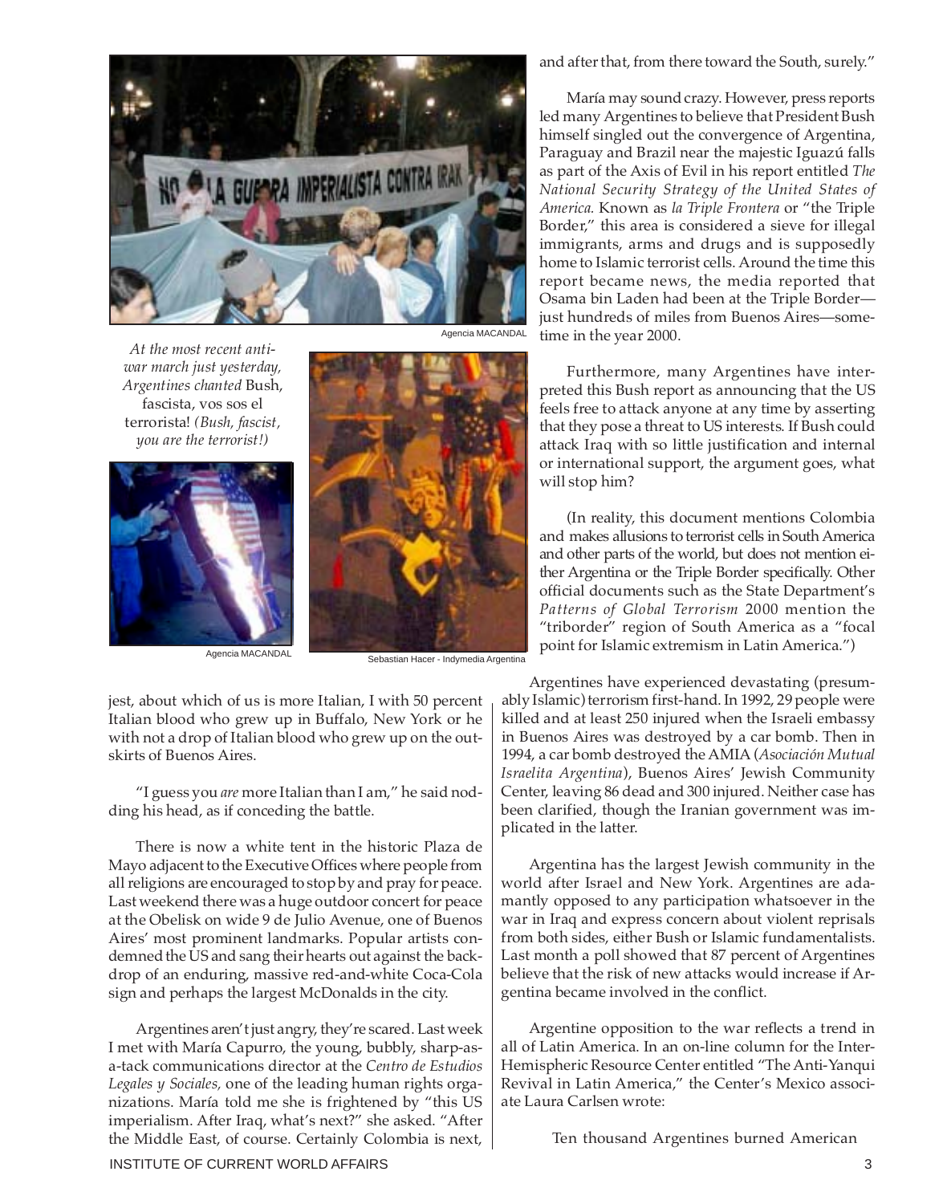*At the most recent anti-war march just yesterday, Argentines chanted* Bush, fascista, vos sos el terrorista! *(Bush, fascist, you are the terrorist!)*

Agencia MACANDAL

Agencia MACANDAL

Sebastian Hacer - Indymedia Argentina

jest, about which of us is more Italian, I with 50 percent Italian blood who grew up in Buffalo, New York or he with not a drop of Italian blood who grew up on the outskirts of Buenos Aires.

"I guess you *are* more Italian than I am," he said nodding his head, as if conceding the battle.

There is now a white tent in the historic Plaza de Mayo adjacent to the Executive Offices where people from all religions are encouraged to stop by and pray for peace. Last weekend there was a huge outdoor concert for peace at the Obelisk on wide 9 de Julio Avenue, one of Buenos Aires' most prominent landmarks. Popular artists condemned the US and sang their hearts out against the backdrop of an enduring, massive red-and-white Coca-Cola sign and perhaps the largest McDonalds in the city.

Argentines aren't just angry, they're scared. Last week I met with María Capurro, the young, bubbly, sharp-as-a-tack communications director at the *Centro de Estudios Legales y Sociales,* one of the leading human rights organizations. María told me she is frightened by "this US imperialism. After Iraq, what's next?" she asked. "After the Middle East, of course. Certainly Colombia is next, and after that, from there toward the South, surely."

María may sound crazy. However, press reports led many Argentines to believe that President Bush himself singled out the convergence of Argentina, Paraguay and Brazil near the majestic Iguazú falls as part of the Axis of Evil in his report entitled *The National Security Strategy of the United States of America.* Known as *la Triple Frontera* or "the Triple Border," this area is considered a sieve for illegal immigrants, arms and drugs and is supposedly home to Islamic terrorist cells. Around the time this report became news, the media reported that Osama bin Laden had been at the Triple Border—just hundreds of miles from Buenos Aires—sometime in the year 2000.

Furthermore, many Argentines have interpreted this Bush report as announcing that the US feels free to attack anyone at any time by asserting that they pose a threat to US interests. If Bush could attack Iraq with so little justification and internal or international support, the argument goes, what will stop him?

(In reality, this document mentions Colombia and makes allusions to terrorist cells in South America and other parts of the world, but does not mention either Argentina or the Triple Border specifically. Other official documents such as the State Department's *Patterns of Global Terrorism* 2000 mention the "triborder" region of South America as a "focal point for Islamic extremism in Latin America.")

Argentines have experienced devastating (presumably Islamic) terrorism first-hand. In 1992, 29 people were killed and at least 250 injured when the Israeli embassy in Buenos Aires was destroyed by a car bomb. Then in 1994, a car bomb destroyed the AMIA (*Asociación Mutual Israelita Argentina*), Buenos Aires' Jewish Community Center, leaving 86 dead and 300 injured. Neither case has been clarified, though the Iranian government was implicated in the latter.

Argentina has the largest Jewish community in the world after Israel and New York. Argentines are adamantly opposed to any participation whatsoever in the war in Iraq and express concern about violent reprisals from both sides, either Bush or Islamic fundamentalists. Last month a poll showed that 87 percent of Argentines believe that the risk of new attacks would increase if Argentina became involved in the conflict.

Argentine opposition to the war reflects a trend in all of Latin America. In an on-line column for the Inter-Hemispheric Resource Center entitled "The Anti-Yanqui Revival in Latin America," the Center's Mexico associate Laura Carlsen wrote:

> Ten thousand Argentines burned American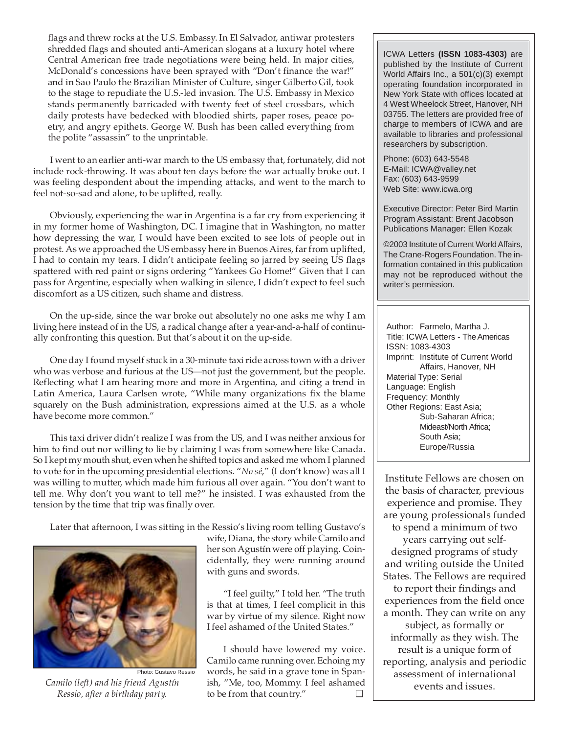flags and threw rocks at the U.S. Embassy. In El Salvador, antiwar protesters shredded flags and shouted anti-American slogans at a luxury hotel where Central American free trade negotiations were being held. In major cities, McDonald's concessions have been sprayed with "Don't finance the war!" and in Sao Paulo the Brazilian Minister of Culture, singer Gilberto Gil, took to the stage to repudiate the U.S.-led invasion. The U.S. Embassy in Mexico stands permanently barricaded with twenty feet of steel crossbars, which daily protests have bedecked with bloodied shirts, paper roses, peace poetry, and angry epithets. George W. Bush has been called everything from the polite "assassin" to the unprintable.

I went to an earlier anti-war march to the US embassy that, fortunately, did not include rock-throwing. It was about ten days before the war actually broke out. I was feeling despondent about the impending attacks, and went to the march to feel not-so-sad and alone, to be uplifted, really.

Obviously, experiencing the war in Argentina is a far cry from experiencing it in my former home of Washington, DC. I imagine that in Washington, no matter how depressing the war, I would have been excited to see lots of people out in protest. As we approached the US embassy here in Buenos Aires, far from uplifted, I had to contain my tears. I didn't anticipate feeling so jarred by seeing US flags spattered with red paint or signs ordering "Yankees Go Home!" Given that I can pass for Argentine, especially when walking in silence, I didn't expect to feel such discomfort as a US citizen, such shame and distress.

On the up-side, since the war broke out absolutely no one asks me why I am living here instead of in the US, a radical change after a year-and-a-half of continually confronting this question. But that's about it on the up-side.

One day I found myself stuck in a 30-minute taxi ride across town with a driver who was verbose and furious at the US—not just the government, but the people. Reflecting what I am hearing more and more in Argentina, and citing a trend in Latin America, Laura Carlsen wrote, "While many organizations fix the blame squarely on the Bush administration, expressions aimed at the U.S. as a whole have become more common."

This taxi driver didn't realize I was from the US, and I was neither anxious for him to find out nor willing to lie by claiming I was from somewhere like Canada. So I kept my mouth shut, even when he shifted topics and asked me whom I planned to vote for in the upcoming presidential elections. "*No sé*," (I don't know) was all I was willing to mutter, which made him furious all over again. "You don't want to tell me. Why don't you want to tell me?" he insisted. I was exhausted from the tension by the time that trip was finally over.

Later that afternoon, I was sitting in the Ressio's living room telling Gustavo's wife, Diana, the story while Camilo and her son Agustín were off playing. Coincidentally, they were running around with guns and swords.

Photo: Gustavo Ressio

*Camilo (left) and his friend Agustín Ressio, after a birthday party.*

"I feel guilty," I told her. "The truth is that at times, I feel complicit in this war by virtue of my silence. Right now I feel ashamed of the United States."

I should have lowered my voice. Camilo came running over. Echoing my words, he said in a grave tone in Spanish, "Me, too, Mommy. I feel ashamed to be from that country." ❑

ICWA Letters **(ISSN 1083-4303)** are published by the Institute of Current World Affairs Inc., a 501(c)(3) exempt operating foundation incorporated in New York State with offices located at 4 West Wheelock Street, Hanover, NH 03755. The letters are provided free of charge to members of ICWA and are available to libraries and professional researchers by subscription.

Phone: (603) 643-5548
E-Mail: ICWA@valley.net
Fax: (603) 643-9599
Web Site: www.icwa.org

Executive Director: Peter Bird Martin
Program Assistant: Brent Jacobson
Publications Manager: Ellen Kozak

©2003 Institute of Current World Affairs, The Crane-Rogers Foundation. The information contained in this publication may not be reproduced without the writer's permission.

Author: Farmelo, Martha J.
Title: ICWA Letters - The Americas
ISSN: 1083-4303
Imprint: Institute of Current World Affairs, Hanover, NH
Material Type: Serial
Language: English
Frequency: Monthly
Other Regions: East Asia; Sub-Saharan Africa; Mideast/North Africa; South Asia; Europe/Russia

Institute Fellows are chosen on the basis of character, previous experience and promise. They are young professionals funded to spend a minimum of two years carrying out self-designed programs of study and writing outside the United States. The Fellows are required to report their findings and experiences from the field once a month. They can write on any subject, as formally or informally as they wish. The result is a unique form of reporting, analysis and periodic assessment of international events and issues.